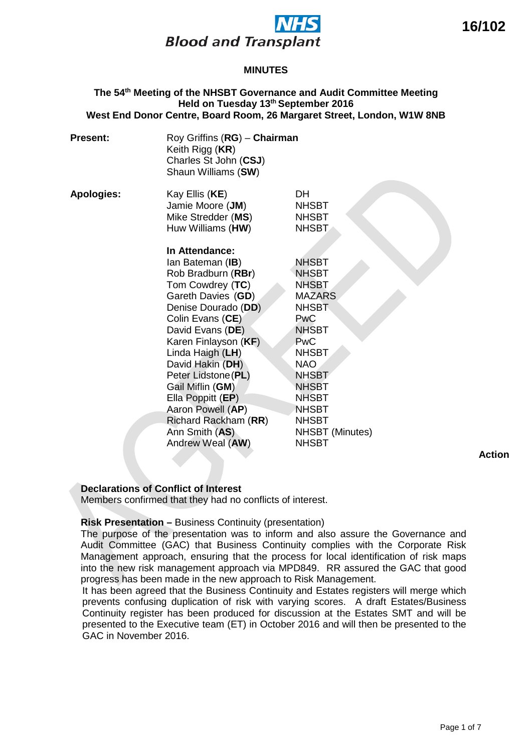**16/102**

NHS Blood and Transplant

## MINUTES

### The 54th Meeting of the NHSBT Governance and Audit Committee Meeting Held on Tuesday 13th September 2016 West End Donor Centre, Board Room, 26 Margaret Street, London, W1W 8NB

**Present:**

Roy Griffins (**RG**) – **Chairman**
Keith Rigg (**KR**)
Charles St John (**CSJ**)
Shaun Williams (**SW**)

**Apologies:**

| | |
|---|---|
| Kay Ellis (**KE**) | DH |
| Jamie Moore (**JM**) | NHSBT |
| Mike Stredder (**MS**) | NHSBT |
| Huw Williams (**HW**) | NHSBT |

**In Attendance:**

| | |
|---|---|
| Ian Bateman (**IB**) | NHSBT |
| Rob Bradburn (**RBr**) | NHSBT |
| Tom Cowdrey (**TC**) | NHSBT |
| Gareth Davies (**GD**) | MAZARS |
| Denise Dourado (**DD**) | NHSBT |
| Colin Evans (**CE**) | PwC |
| David Evans (**DE**) | NHSBT |
| Karen Finlayson (**KF**) | PwC |
| Linda Haigh (**LH**) | NHSBT |
| David Hakin (**DH**) | NAO |
| Peter Lidstone (**PL**) | NHSBT |
| Gail Miflin (**GM**) | NHSBT |
| Ella Poppitt (**EP**) | NHSBT |
| Aaron Powell (**AP**) | NHSBT |
| Richard Rackham (**RR**) | NHSBT |
| Ann Smith (**AS**) | NHSBT (Minutes) |
| Andrew Weal (**AW**) | NHSBT |

**Action**

**Declarations of Conflict of Interest**
Members confirmed that they had no conflicts of interest.

**Risk Presentation –** Business Continuity (presentation)
The purpose of the presentation was to inform and also assure the Governance and Audit Committee (GAC) that Business Continuity complies with the Corporate Risk Management approach, ensuring that the process for local identification of risk maps into the new risk management approach via MPD849. RR assured the GAC that good progress has been made in the new approach to Risk Management.
It has been agreed that the Business Continuity and Estates registers will merge which prevents confusing duplication of risk with varying scores. A draft Estates/Business Continuity register has been produced for discussion at the Estates SMT and will be presented to the Executive team (ET) in October 2016 and will then be presented to the GAC in November 2016.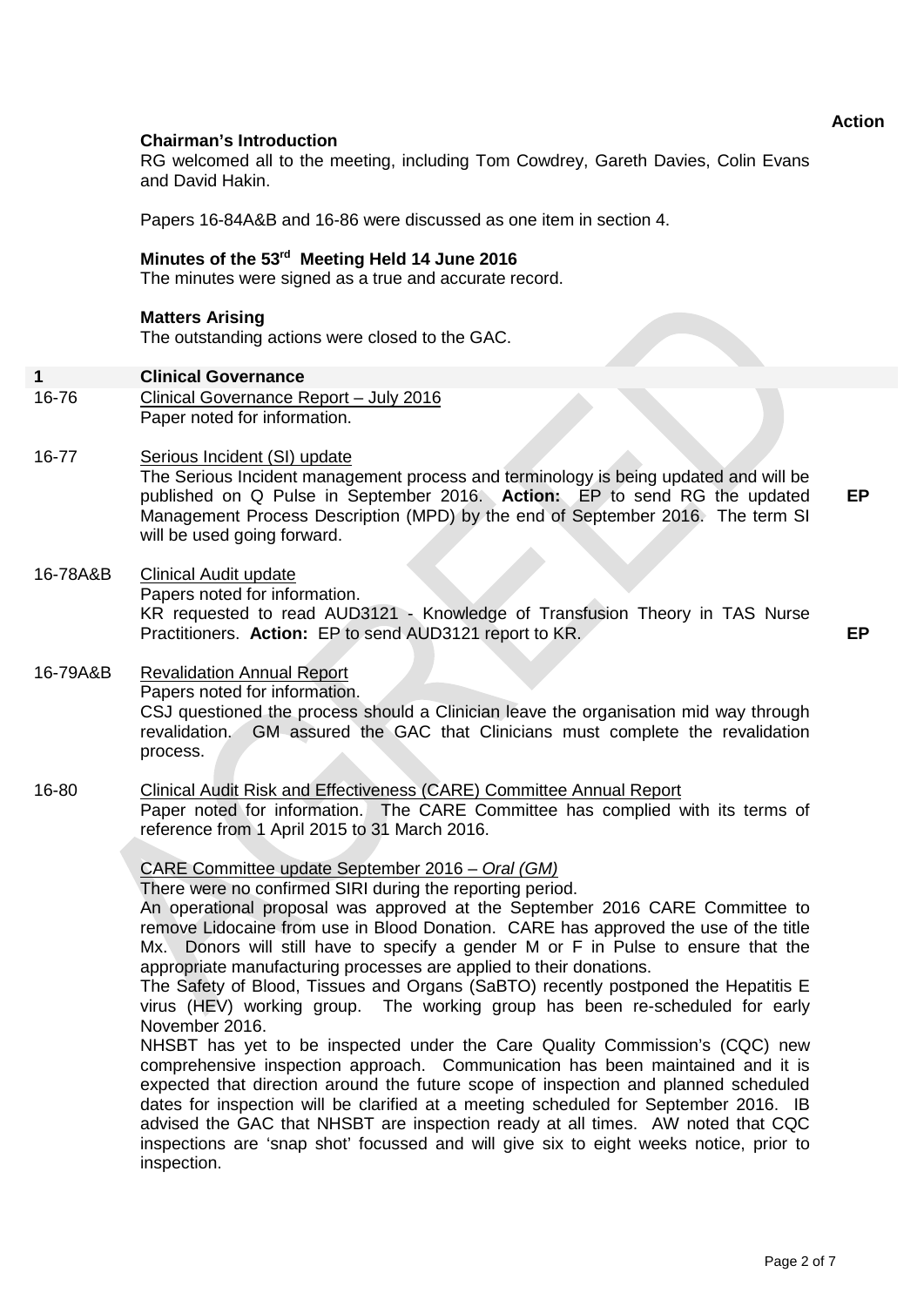**Action**

**Chairman's Introduction**

RG welcomed all to the meeting, including Tom Cowdrey, Gareth Davies, Colin Evans and David Hakin.

Papers 16-84A&B and 16-86 were discussed as one item in section 4.

**Minutes of the 53rd Meeting Held 14 June 2016**

The minutes were signed as a true and accurate record.

**Matters Arising**

The outstanding actions were closed to the GAC.

## 1 Clinical Governance

**16-76** Clinical Governance Report – July 2016

Paper noted for information.

**16-77** Serious Incident (SI) update

The Serious Incident management process and terminology is being updated and will be published on Q Pulse in September 2016. **Action:** EP to send RG the updated Management Process Description (MPD) by the end of September 2016. The term SI will be used going forward. — **EP**

**16-78A&B** Clinical Audit update

Papers noted for information.

KR requested to read AUD3121 - Knowledge of Transfusion Theory in TAS Nurse Practitioners. **Action:** EP to send AUD3121 report to KR. — **EP**

**16-79A&B** Revalidation Annual Report

Papers noted for information.

CSJ questioned the process should a Clinician leave the organisation mid way through revalidation. GM assured the GAC that Clinicians must complete the revalidation process.

**16-80** Clinical Audit Risk and Effectiveness (CARE) Committee Annual Report

Paper noted for information. The CARE Committee has complied with its terms of reference from 1 April 2015 to 31 March 2016.

CARE Committee update September 2016 – *Oral (GM)*

There were no confirmed SIRI during the reporting period.

An operational proposal was approved at the September 2016 CARE Committee to remove Lidocaine from use in Blood Donation. CARE has approved the use of the title Mx. Donors will still have to specify a gender M or F in Pulse to ensure that the appropriate manufacturing processes are applied to their donations.

The Safety of Blood, Tissues and Organs (SaBTO) recently postponed the Hepatitis E virus (HEV) working group. The working group has been re-scheduled for early November 2016.

NHSBT has yet to be inspected under the Care Quality Commission's (CQC) new comprehensive inspection approach. Communication has been maintained and it is expected that direction around the future scope of inspection and planned scheduled dates for inspection will be clarified at a meeting scheduled for September 2016. IB advised the GAC that NHSBT are inspection ready at all times. AW noted that CQC inspections are 'snap shot' focussed and will give six to eight weeks notice, prior to inspection.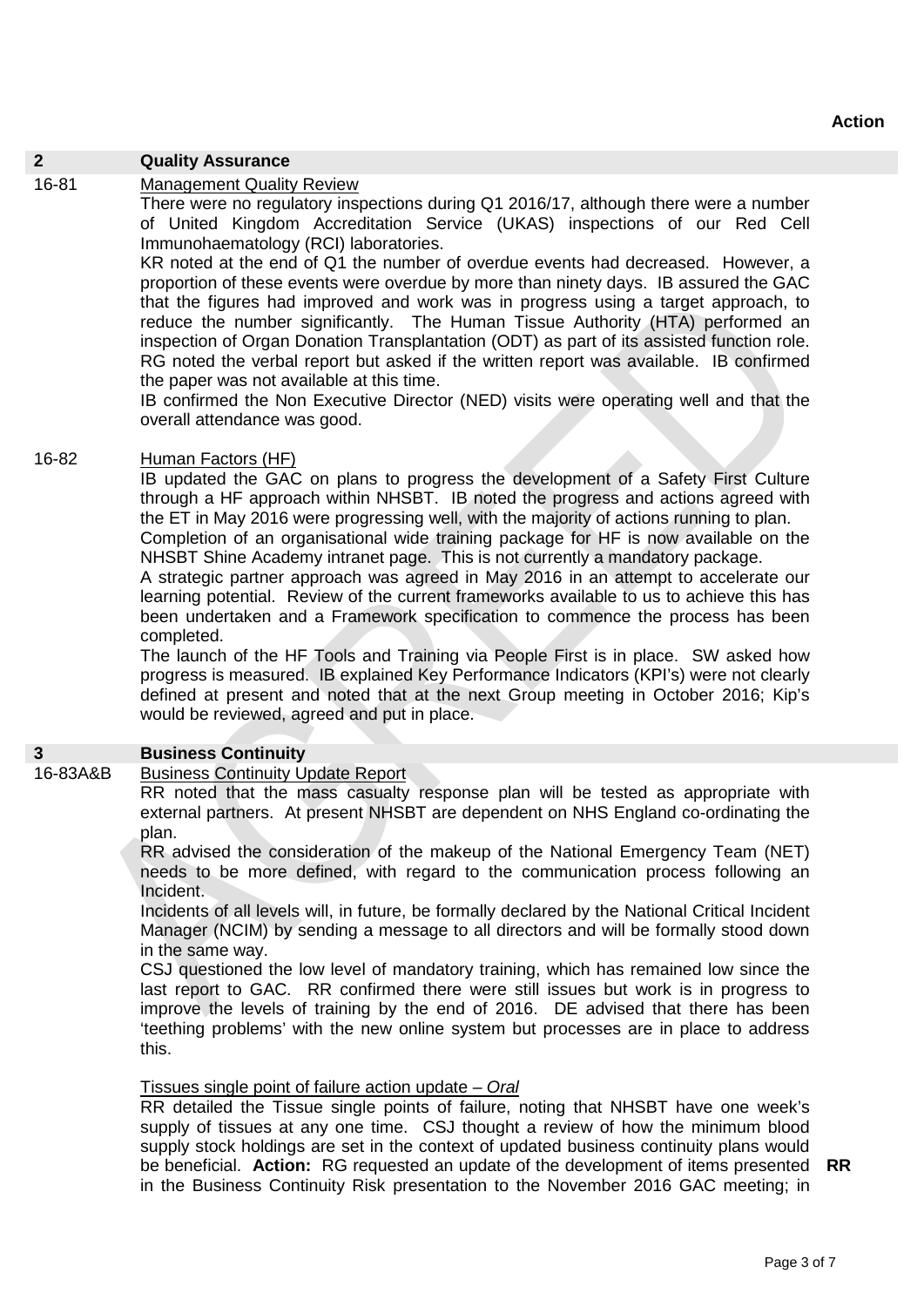**Action**

## 2 Quality Assurance

**16-81** Management Quality Review

There were no regulatory inspections during Q1 2016/17, although there were a number of United Kingdom Accreditation Service (UKAS) inspections of our Red Cell Immunohaematology (RCI) laboratories.

KR noted at the end of Q1 the number of overdue events had decreased. However, a proportion of these events were overdue by more than ninety days. IB assured the GAC that the figures had improved and work was in progress using a target approach, to reduce the number significantly. The Human Tissue Authority (HTA) performed an inspection of Organ Donation Transplantation (ODT) as part of its assisted function role. RG noted the verbal report but asked if the written report was available. IB confirmed the paper was not available at this time.

IB confirmed the Non Executive Director (NED) visits were operating well and that the overall attendance was good.

**16-82** Human Factors (HF)

IB updated the GAC on plans to progress the development of a Safety First Culture through a HF approach within NHSBT. IB noted the progress and actions agreed with the ET in May 2016 were progressing well, with the majority of actions running to plan.

Completion of an organisational wide training package for HF is now available on the NHSBT Shine Academy intranet page. This is not currently a mandatory package.

A strategic partner approach was agreed in May 2016 in an attempt to accelerate our learning potential. Review of the current frameworks available to us to achieve this has been undertaken and a Framework specification to commence the process has been completed.

The launch of the HF Tools and Training via People First is in place. SW asked how progress is measured. IB explained Key Performance Indicators (KPI's) were not clearly defined at present and noted that at the next Group meeting in October 2016; Kip's would be reviewed, agreed and put in place.

## 3 Business Continuity

**16-83A&B** Business Continuity Update Report

RR noted that the mass casualty response plan will be tested as appropriate with external partners. At present NHSBT are dependent on NHS England co-ordinating the plan.

RR advised the consideration of the makeup of the National Emergency Team (NET) needs to be more defined, with regard to the communication process following an Incident.

Incidents of all levels will, in future, be formally declared by the National Critical Incident Manager (NCIM) by sending a message to all directors and will be formally stood down in the same way.

CSJ questioned the low level of mandatory training, which has remained low since the last report to GAC. RR confirmed there were still issues but work is in progress to improve the levels of training by the end of 2016. DE advised that there has been 'teething problems' with the new online system but processes are in place to address this.

Tissues single point of failure action update – *Oral*

RR detailed the Tissue single points of failure, noting that NHSBT have one week's supply of tissues at any one time. CSJ thought a review of how the minimum blood supply stock holdings are set in the context of updated business continuity plans would be beneficial. **Action:** RG requested an update of the development of items presented in the Business Continuity Risk presentation to the November 2016 GAC meeting; in **RR**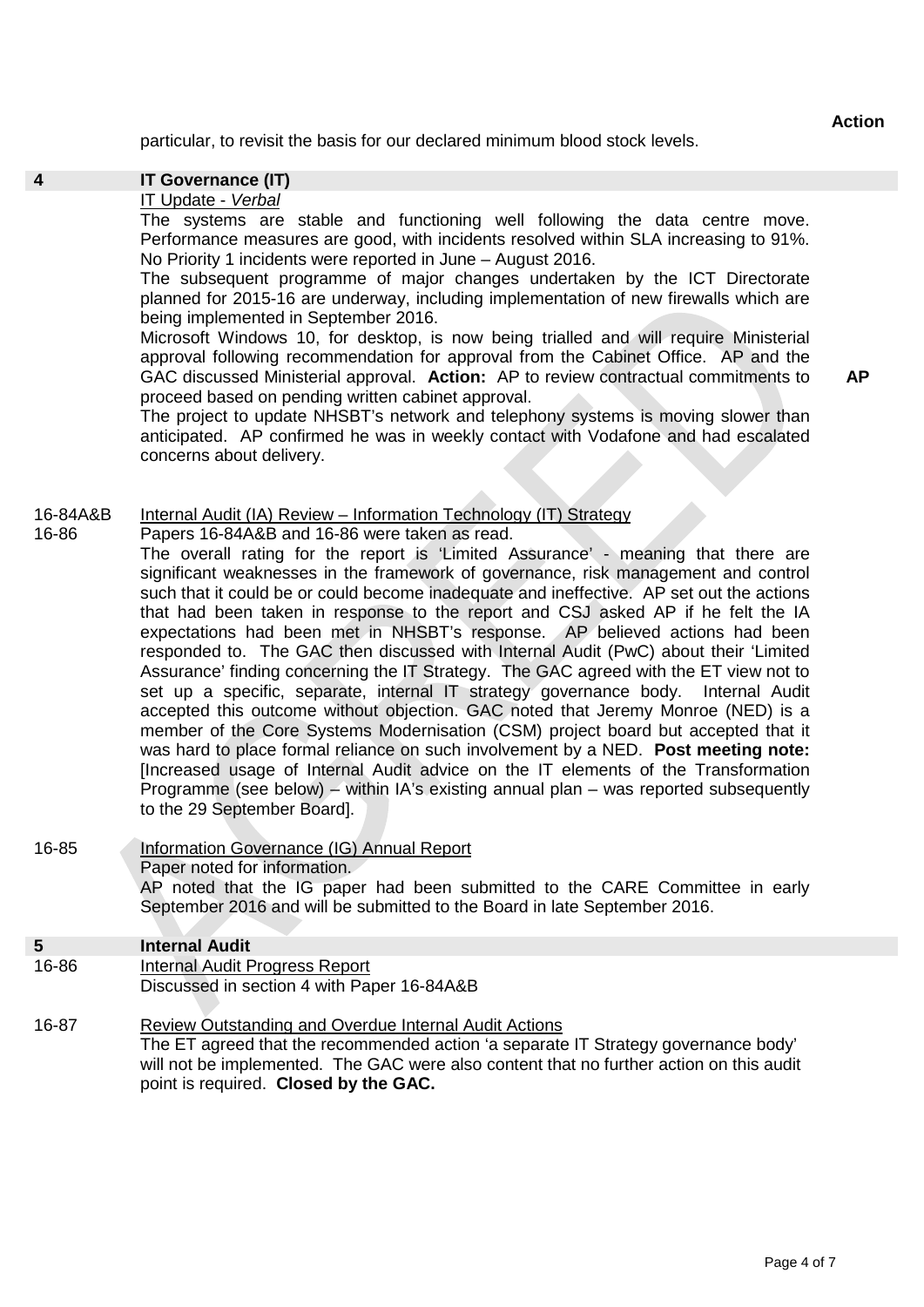particular, to revisit the basis for our declared minimum blood stock levels.

| | | Action |
|---|---|---|
| **4** | **IT Governance (IT)** | |

IT Update - *Verbal*

The systems are stable and functioning well following the data centre move. Performance measures are good, with incidents resolved within SLA increasing to 91%. No Priority 1 incidents were reported in June – August 2016.

The subsequent programme of major changes undertaken by the ICT Directorate planned for 2015-16 are underway, including implementation of new firewalls which are being implemented in September 2016.

Microsoft Windows 10, for desktop, is now being trialled and will require Ministerial approval following recommendation for approval from the Cabinet Office. AP and the GAC discussed Ministerial approval. **Action:** AP to review contractual commitments to proceed based on pending written cabinet approval. **AP**

The project to update NHSBT's network and telephony systems is moving slower than anticipated. AP confirmed he was in weekly contact with Vodafone and had escalated concerns about delivery.

16-84A&B
16-86 Internal Audit (IA) Review – Information Technology (IT) Strategy

Papers 16-84A&B and 16-86 were taken as read.

The overall rating for the report is 'Limited Assurance' - meaning that there are significant weaknesses in the framework of governance, risk management and control such that it could be or could become inadequate and ineffective. AP set out the actions that had been taken in response to the report and CSJ asked AP if he felt the IA expectations had been met in NHSBT's response. AP believed actions had been responded to. The GAC then discussed with Internal Audit (PwC) about their 'Limited Assurance' finding concerning the IT Strategy. The GAC agreed with the ET view not to set up a specific, separate, internal IT strategy governance body. Internal Audit accepted this outcome without objection. GAC noted that Jeremy Monroe (NED) is a member of the Core Systems Modernisation (CSM) project board but accepted that it was hard to place formal reliance on such involvement by a NED. **Post meeting note:** [Increased usage of Internal Audit advice on the IT elements of the Transformation Programme (see below) – within IA's existing annual plan – was reported subsequently to the 29 September Board].

16-85 Information Governance (IG) Annual Report

Paper noted for information.

AP noted that the IG paper had been submitted to the CARE Committee in early September 2016 and will be submitted to the Board in late September 2016.

| | | |
|---|---|---|
| **5** | **Internal Audit** | |

16-86 Internal Audit Progress Report

Discussed in section 4 with Paper 16-84A&B

16-87 Review Outstanding and Overdue Internal Audit Actions

The ET agreed that the recommended action 'a separate IT Strategy governance body' will not be implemented. The GAC were also content that no further action on this audit point is required. **Closed by the GAC.**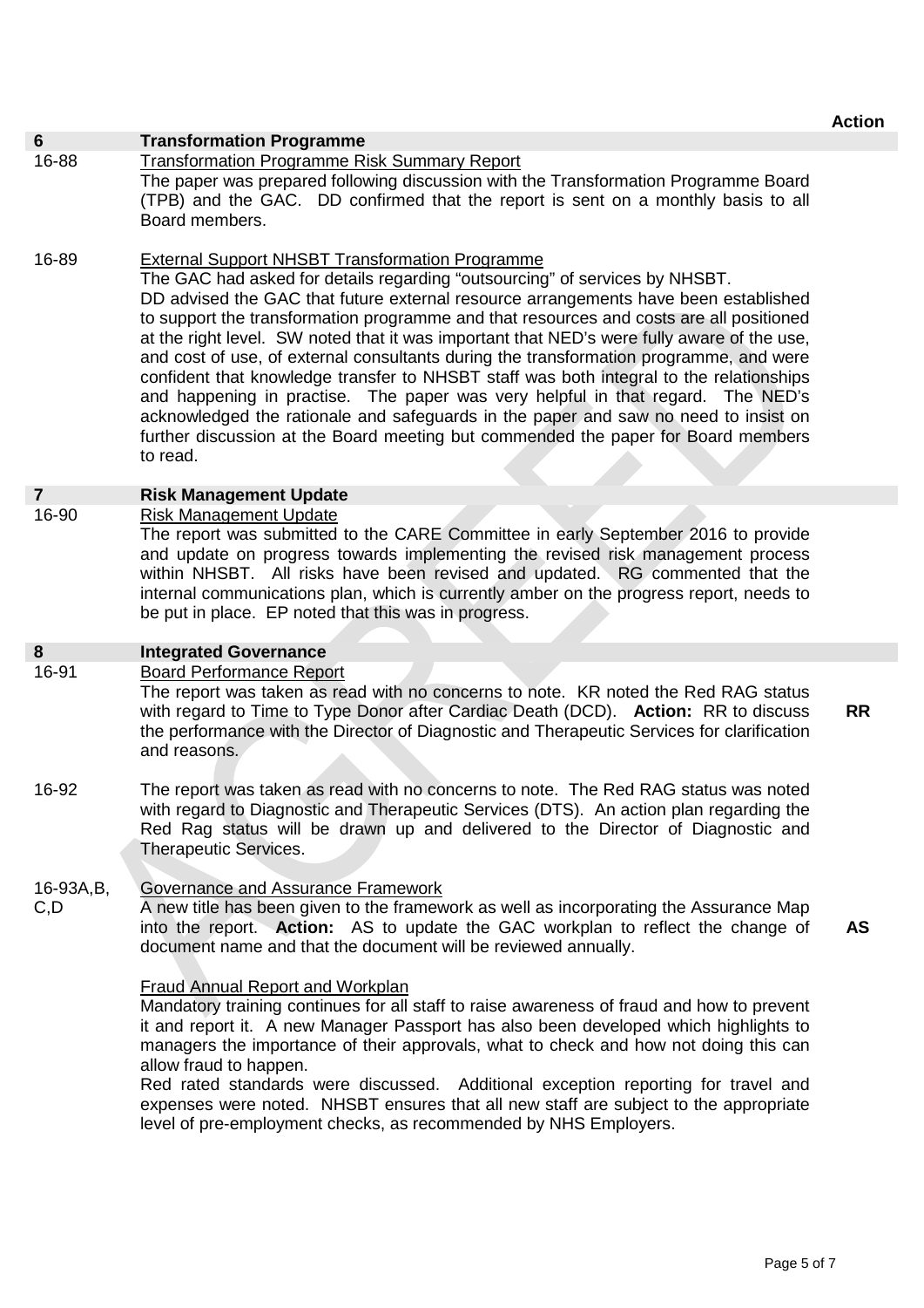| | | Action |
|---|---|---|
| **6** | **Transformation Programme** | |
| 16-88 | Transformation Programme Risk Summary Report<br>The paper was prepared following discussion with the Transformation Programme Board (TPB) and the GAC. DD confirmed that the report is sent on a monthly basis to all Board members. | |
| 16-89 | External Support NHSBT Transformation Programme<br>The GAC had asked for details regarding "outsourcing" of services by NHSBT.<br>DD advised the GAC that future external resource arrangements have been established to support the transformation programme and that resources and costs are all positioned at the right level. SW noted that it was important that NED's were fully aware of the use, and cost of use, of external consultants during the transformation programme, and were confident that knowledge transfer to NHSBT staff was both integral to the relationships and happening in practise. The paper was very helpful in that regard. The NED's acknowledged the rationale and safeguards in the paper and saw no need to insist on further discussion at the Board meeting but commended the paper for Board members to read. | |
| **7** | **Risk Management Update** | |
| 16-90 | Risk Management Update<br>The report was submitted to the CARE Committee in early September 2016 to provide and update on progress towards implementing the revised risk management process within NHSBT. All risks have been revised and updated. RG commented that the internal communications plan, which is currently amber on the progress report, needs to be put in place. EP noted that this was in progress. | |
| **8** | **Integrated Governance** | |
| 16-91 | Board Performance Report<br>The report was taken as read with no concerns to note. KR noted the Red RAG status with regard to Time to Type Donor after Cardiac Death (DCD). **Action:** RR to discuss the performance with the Director of Diagnostic and Therapeutic Services for clarification and reasons. | **RR** |
| 16-92 | The report was taken as read with no concerns to note. The Red RAG status was noted with regard to Diagnostic and Therapeutic Services (DTS). An action plan regarding the Red Rag status will be drawn up and delivered to the Director of Diagnostic and Therapeutic Services. | |
| 16-93A,B, C,D | Governance and Assurance Framework<br>A new title has been given to the framework as well as incorporating the Assurance Map into the report. **Action:** AS to update the GAC workplan to reflect the change of document name and that the document will be reviewed annually.<br><br>Fraud Annual Report and Workplan<br>Mandatory training continues for all staff to raise awareness of fraud and how to prevent it and report it. A new Manager Passport has also been developed which highlights to managers the importance of their approvals, what to check and how not doing this can allow fraud to happen.<br>Red rated standards were discussed. Additional exception reporting for travel and expenses were noted. NHSBT ensures that all new staff are subject to the appropriate level of pre-employment checks, as recommended by NHS Employers. | **AS** |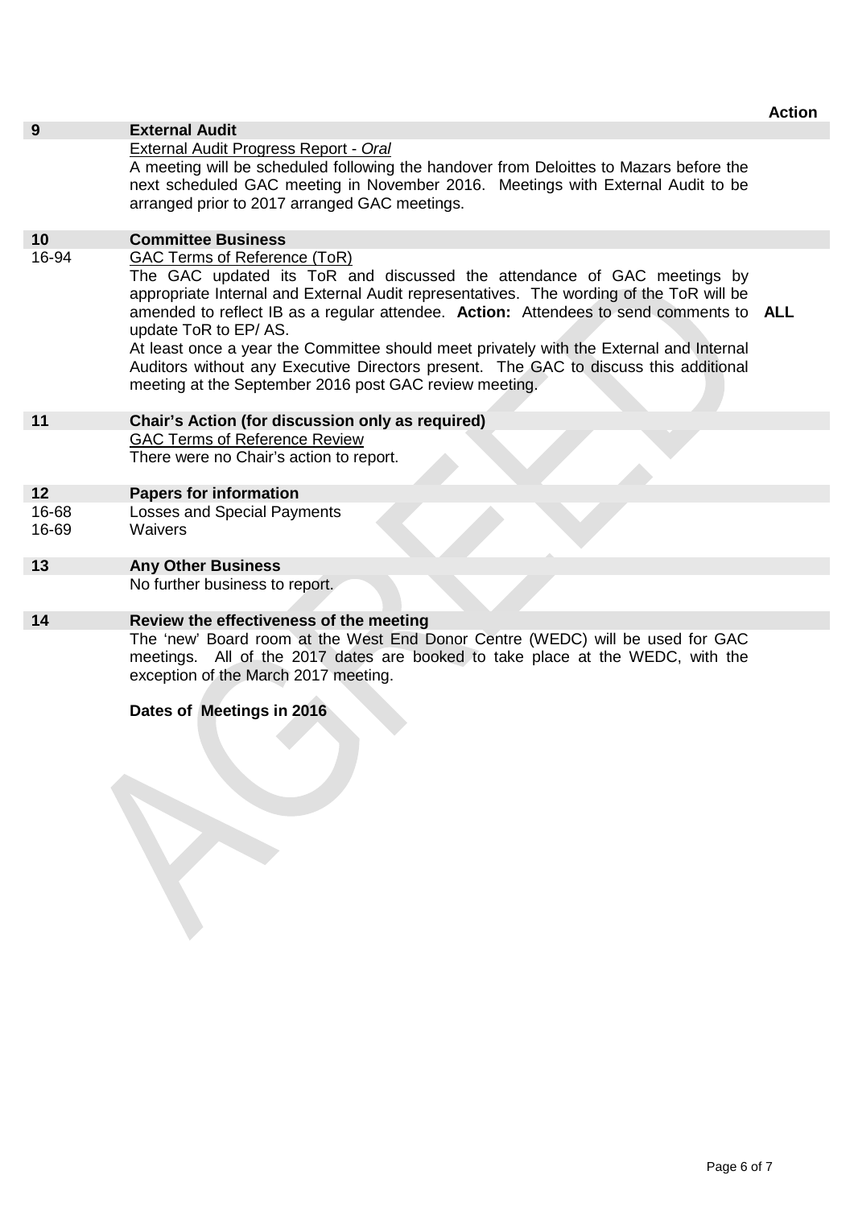| | | Action |
|---|---|---|
| **9** | **External Audit** | |
| | External Audit Progress Report - *Oral*<br>A meeting will be scheduled following the handover from Deloittes to Mazars before the next scheduled GAC meeting in November 2016. Meetings with External Audit to be arranged prior to 2017 arranged GAC meetings. | |
| **10** | **Committee Business** | |
| 16-94 | GAC Terms of Reference (ToR)<br>The GAC updated its ToR and discussed the attendance of GAC meetings by appropriate Internal and External Audit representatives. The wording of the ToR will be amended to reflect IB as a regular attendee. **Action:** Attendees to send comments to update ToR to EP/ AS.<br>At least once a year the Committee should meet privately with the External and Internal Auditors without any Executive Directors present. The GAC to discuss this additional meeting at the September 2016 post GAC review meeting. | **ALL** |
| **11** | **Chair's Action (for discussion only as required)** | |
| | GAC Terms of Reference Review<br>There were no Chair's action to report. | |
| **12** | **Papers for information** | |
| 16-68 | Losses and Special Payments | |
| 16-69 | Waivers | |
| **13** | **Any Other Business** | |
| | No further business to report. | |
| **14** | **Review the effectiveness of the meeting** | |
| | The 'new' Board room at the West End Donor Centre (WEDC) will be used for GAC meetings. All of the 2017 dates are booked to take place at the WEDC, with the exception of the March 2017 meeting. | |
| | **Dates of Meetings in 2016** | |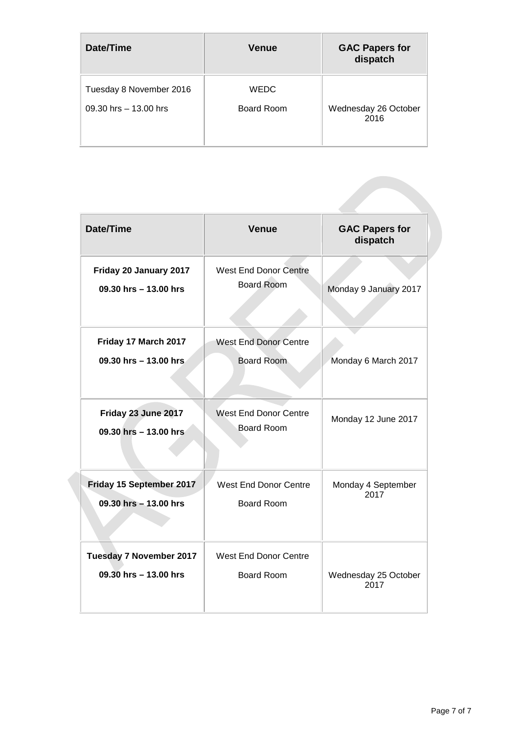| Date/Time | Venue | GAC Papers for dispatch |
|---|---|---|
| Tuesday 8 November 2016<br>09.30 hrs – 13.00 hrs | WEDC<br>Board Room | Wednesday 26 October 2016 |

| Date/Time | Venue | GAC Papers for dispatch |
|---|---|---|
| **Friday 20 January 2017**<br>**09.30 hrs – 13.00 hrs** | West End Donor Centre<br>Board Room | Monday 9 January 2017 |
| **Friday 17 March 2017**<br>**09.30 hrs – 13.00 hrs** | West End Donor Centre<br>Board Room | Monday 6 March 2017 |
| **Friday 23 June 2017**<br>**09.30 hrs – 13.00 hrs** | West End Donor Centre<br>Board Room | Monday 12 June 2017 |
| **Friday 15 September 2017**<br>**09.30 hrs – 13.00 hrs** | West End Donor Centre<br>Board Room | Monday 4 September 2017 |
| **Tuesday 7 November 2017**<br>**09.30 hrs – 13.00 hrs** | West End Donor Centre<br>Board Room | Wednesday 25 October 2017 |

AGREED